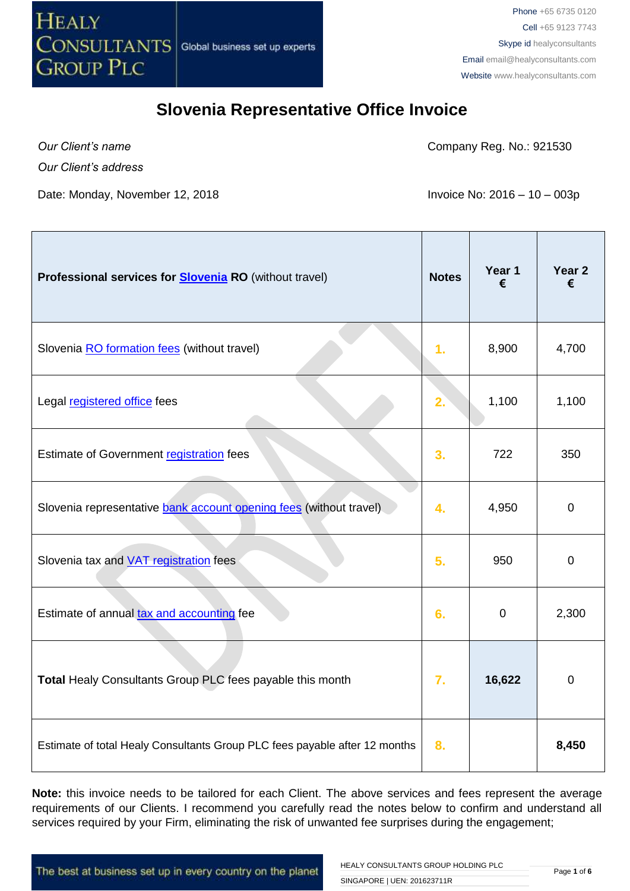HEALY CONSULTANTS GROUP PLC — Global business set up experts

Phone +65 6735 0120
Cell +65 9123 7743
Skype id healyconsultants
Email email@healyconsultants.com
Website www.healyconsultants.com

# Slovenia Representative Office Invoice

*Our Client's name*
*Our Client's address*

Company Reg. No.: 921530

Date: Monday, November 12, 2018

Invoice No: 2016 – 10 – 003p

| **Professional services for Slovenia RO** (without travel) | **Notes** | **Year 1 €** | **Year 2 €** |
|---|---|---|---|
| Slovenia RO formation fees (without travel) | 1. | 8,900 | 4,700 |
| Legal registered office fees | 2. | 1,100 | 1,100 |
| Estimate of Government registration fees | 3. | 722 | 350 |
| Slovenia representative bank account opening fees (without travel) | 4. | 4,950 | 0 |
| Slovenia tax and VAT registration fees | 5. | 950 | 0 |
| Estimate of annual tax and accounting fee | 6. | 0 | 2,300 |
| **Total** Healy Consultants Group PLC fees payable this month | 7. | **16,622** | 0 |
| Estimate of total Healy Consultants Group PLC fees payable after 12 months | 8. | | **8,450** |

**Note:** this invoice needs to be tailored for each Client. The above services and fees represent the average requirements of our Clients. I recommend you carefully read the notes below to confirm and understand all services required by your Firm, eliminating the risk of unwanted fee surprises during the engagement;

The best at business set up in every country on the planet

HEALY CONSULTANTS GROUP HOLDING PLC
SINGAPORE | UEN: 201623711R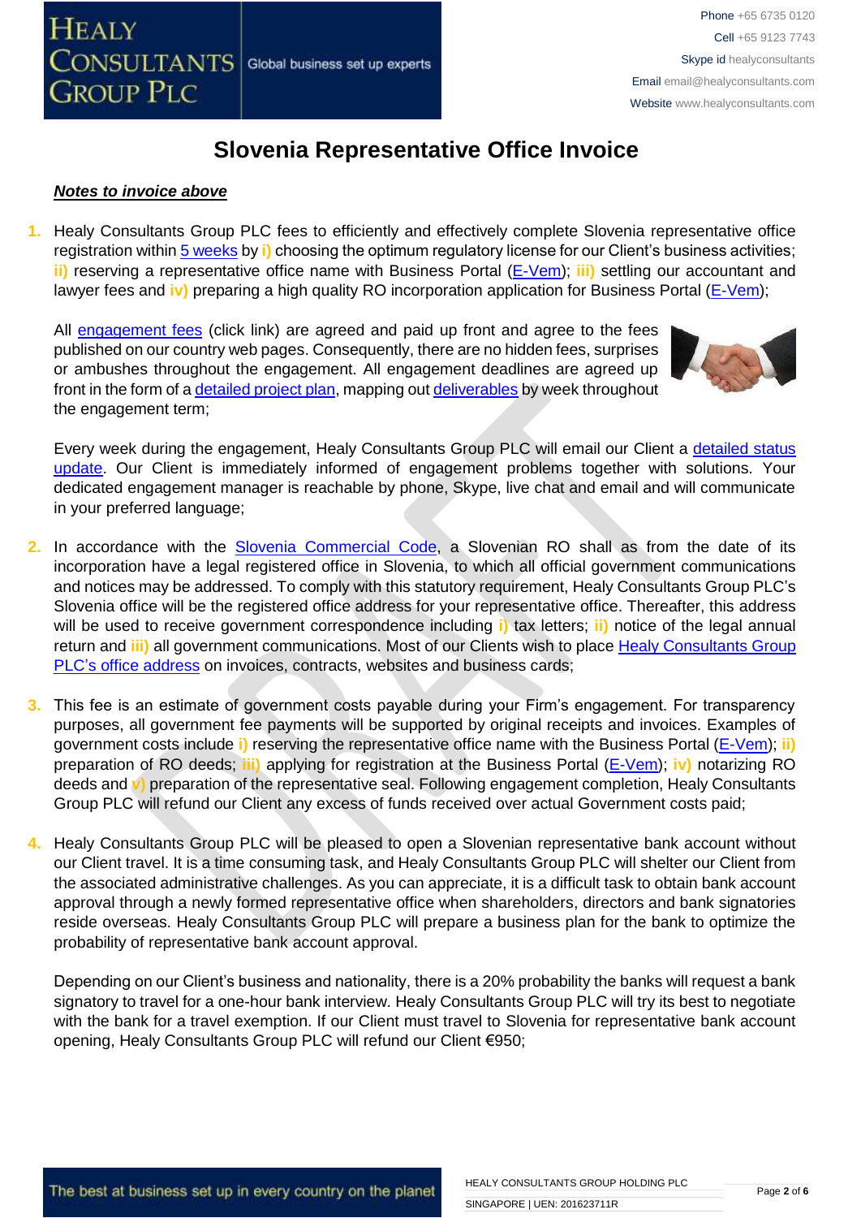# Slovenia Representative Office Invoice

***Notes to invoice above***

1. Healy Consultants Group PLC fees to efficiently and effectively complete Slovenia representative office registration within 5 weeks by **i)** choosing the optimum regulatory license for our Client's business activities; **ii)** reserving a representative office name with Business Portal (E-Vem); **iii)** settling our accountant and lawyer fees and **iv)** preparing a high quality RO incorporation application for Business Portal (E-Vem);

   All engagement fees (click link) are agreed and paid up front and agree to the fees published on our country web pages. Consequently, there are no hidden fees, surprises or ambushes throughout the engagement. All engagement deadlines are agreed up front in the form of a detailed project plan, mapping out deliverables by week throughout the engagement term;

   Every week during the engagement, Healy Consultants Group PLC will email our Client a detailed status update. Our Client is immediately informed of engagement problems together with solutions. Your dedicated engagement manager is reachable by phone, Skype, live chat and email and will communicate in your preferred language;

2. In accordance with the Slovenia Commercial Code, a Slovenian RO shall as from the date of its incorporation have a legal registered office in Slovenia, to which all official government communications and notices may be addressed. To comply with this statutory requirement, Healy Consultants Group PLC's Slovenia office will be the registered office address for your representative office. Thereafter, this address will be used to receive government correspondence including **i)** tax letters; **ii)** notice of the legal annual return and **iii)** all government communications. Most of our Clients wish to place Healy Consultants Group PLC's office address on invoices, contracts, websites and business cards;

3. This fee is an estimate of government costs payable during your Firm's engagement. For transparency purposes, all government fee payments will be supported by original receipts and invoices. Examples of government costs include **i)** reserving the representative office name with the Business Portal (E-Vem); **ii)** preparation of RO deeds; **iii)** applying for registration at the Business Portal (E-Vem); **iv)** notarizing RO deeds and **v)** preparation of the representative seal. Following engagement completion, Healy Consultants Group PLC will refund our Client any excess of funds received over actual Government costs paid;

4. Healy Consultants Group PLC will be pleased to open a Slovenian representative bank account without our Client travel. It is a time consuming task, and Healy Consultants Group PLC will shelter our Client from the associated administrative challenges. As you can appreciate, it is a difficult task to obtain bank account approval through a newly formed representative office when shareholders, directors and bank signatories reside overseas. Healy Consultants Group PLC will prepare a business plan for the bank to optimize the probability of representative bank account approval.

   Depending on our Client's business and nationality, there is a 20% probability the banks will request a bank signatory to travel for a one-hour bank interview. Healy Consultants Group PLC will try its best to negotiate with the bank for a travel exemption. If our Client must travel to Slovenia for representative bank account opening, Healy Consultants Group PLC will refund our Client €950;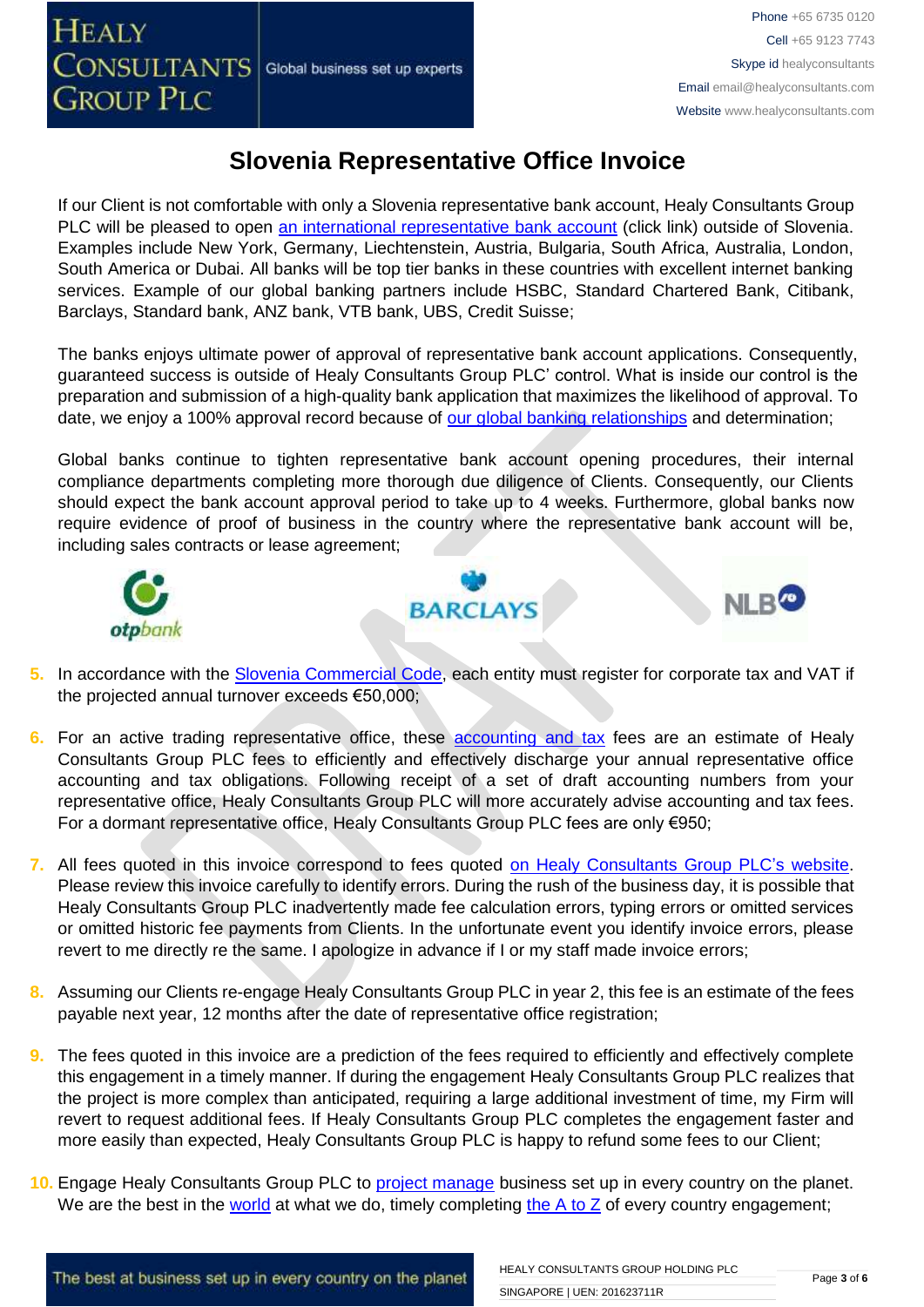# Slovenia Representative Office Invoice

If our Client is not comfortable with only a Slovenia representative bank account, Healy Consultants Group PLC will be pleased to open an international representative bank account (click link) outside of Slovenia. Examples include New York, Germany, Liechtenstein, Austria, Bulgaria, South Africa, Australia, London, South America or Dubai. All banks will be top tier banks in these countries with excellent internet banking services. Example of our global banking partners include HSBC, Standard Chartered Bank, Citibank, Barclays, Standard bank, ANZ bank, VTB bank, UBS, Credit Suisse;

The banks enjoys ultimate power of approval of representative bank account applications. Consequently, guaranteed success is outside of Healy Consultants Group PLC' control. What is inside our control is the preparation and submission of a high-quality bank application that maximizes the likelihood of approval. To date, we enjoy a 100% approval record because of our global banking relationships and determination;

Global banks continue to tighten representative bank account opening procedures, their internal compliance departments completing more thorough due diligence of Clients. Consequently, our Clients should expect the bank account approval period to take up to 4 weeks. Furthermore, global banks now require evidence of proof of business in the country where the representative bank account will be, including sales contracts or lease agreement;

5. In accordance with the Slovenia Commercial Code, each entity must register for corporate tax and VAT if the projected annual turnover exceeds €50,000;

6. For an active trading representative office, these accounting and tax fees are an estimate of Healy Consultants Group PLC fees to efficiently and effectively discharge your annual representative office accounting and tax obligations. Following receipt of a set of draft accounting numbers from your representative office, Healy Consultants Group PLC will more accurately advise accounting and tax fees. For a dormant representative office, Healy Consultants Group PLC fees are only €950;

7. All fees quoted in this invoice correspond to fees quoted on Healy Consultants Group PLC's website. Please review this invoice carefully to identify errors. During the rush of the business day, it is possible that Healy Consultants Group PLC inadvertently made fee calculation errors, typing errors or omitted services or omitted historic fee payments from Clients. In the unfortunate event you identify invoice errors, please revert to me directly re the same. I apologize in advance if I or my staff made invoice errors;

8. Assuming our Clients re-engage Healy Consultants Group PLC in year 2, this fee is an estimate of the fees payable next year, 12 months after the date of representative office registration;

9. The fees quoted in this invoice are a prediction of the fees required to efficiently and effectively complete this engagement in a timely manner. If during the engagement Healy Consultants Group PLC realizes that the project is more complex than anticipated, requiring a large additional investment of time, my Firm will revert to request additional fees. If Healy Consultants Group PLC completes the engagement faster and more easily than expected, Healy Consultants Group PLC is happy to refund some fees to our Client;

10. Engage Healy Consultants Group PLC to project manage business set up in every country on the planet. We are the best in the world at what we do, timely completing the A to Z of every country engagement;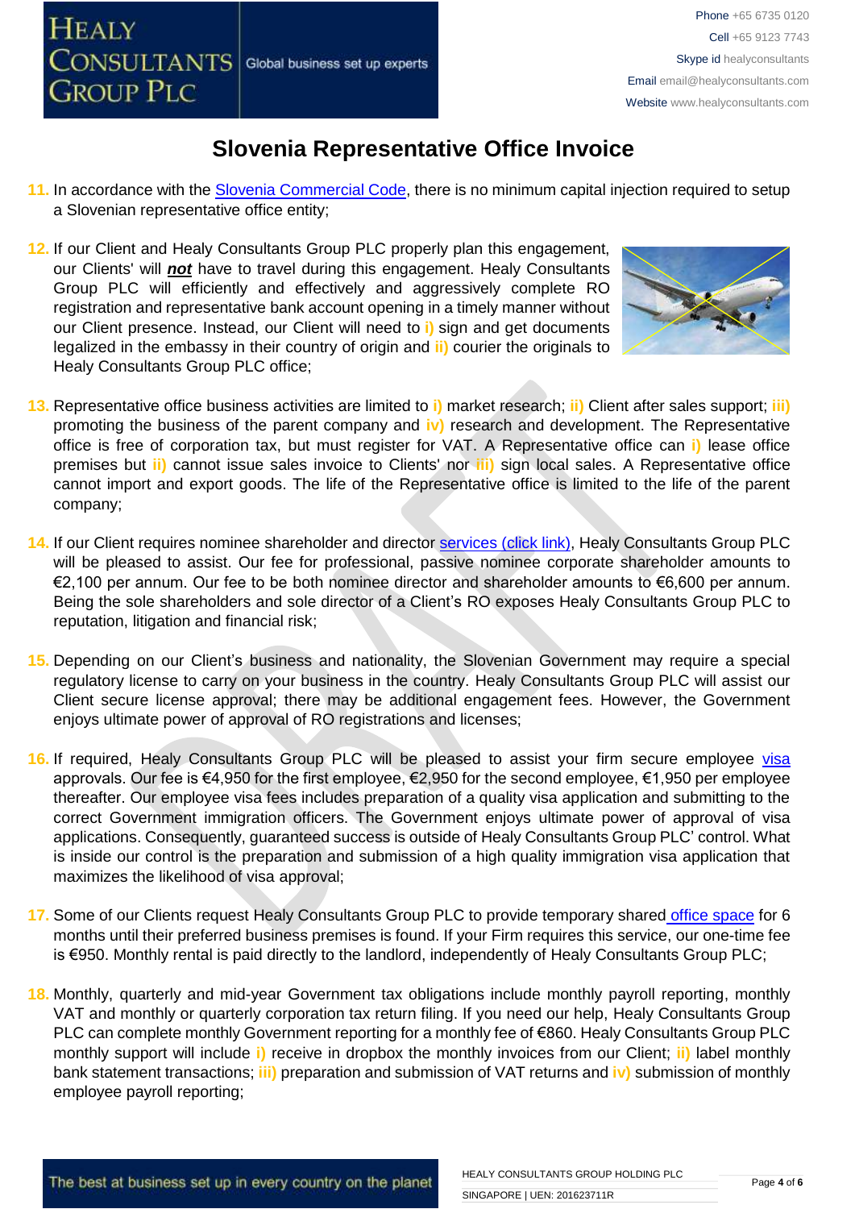# Slovenia Representative Office Invoice

11. In accordance with the Slovenia Commercial Code, there is no minimum capital injection required to setup a Slovenian representative office entity;

12. If our Client and Healy Consultants Group PLC properly plan this engagement, our Clients' will ***not*** have to travel during this engagement. Healy Consultants Group PLC will efficiently and effectively and aggressively complete RO registration and representative bank account opening in a timely manner without our Client presence. Instead, our Client will need to **i)** sign and get documents legalized in the embassy in their country of origin and **ii)** courier the originals to Healy Consultants Group PLC office;

13. Representative office business activities are limited to **i)** market research; **ii)** Client after sales support; **iii)** promoting the business of the parent company and **iv)** research and development. The Representative office is free of corporation tax, but must register for VAT. A Representative office can **i)** lease office premises but **ii)** cannot issue sales invoice to Clients' nor **iii)** sign local sales. A Representative office cannot import and export goods. The life of the Representative office is limited to the life of the parent company;

14. If our Client requires nominee shareholder and director services (click link), Healy Consultants Group PLC will be pleased to assist. Our fee for professional, passive nominee corporate shareholder amounts to €2,100 per annum. Our fee to be both nominee director and shareholder amounts to €6,600 per annum. Being the sole shareholders and sole director of a Client's RO exposes Healy Consultants Group PLC to reputation, litigation and financial risk;

15. Depending on our Client's business and nationality, the Slovenian Government may require a special regulatory license to carry on your business in the country. Healy Consultants Group PLC will assist our Client secure license approval; there may be additional engagement fees. However, the Government enjoys ultimate power of approval of RO registrations and licenses;

16. If required, Healy Consultants Group PLC will be pleased to assist your firm secure employee visa approvals. Our fee is €4,950 for the first employee, €2,950 for the second employee, €1,950 per employee thereafter. Our employee visa fees includes preparation of a quality visa application and submitting to the correct Government immigration officers. The Government enjoys ultimate power of approval of visa applications. Consequently, guaranteed success is outside of Healy Consultants Group PLC' control. What is inside our control is the preparation and submission of a high quality immigration visa application that maximizes the likelihood of visa approval;

17. Some of our Clients request Healy Consultants Group PLC to provide temporary shared office space for 6 months until their preferred business premises is found. If your Firm requires this service, our one-time fee is €950. Monthly rental is paid directly to the landlord, independently of Healy Consultants Group PLC;

18. Monthly, quarterly and mid-year Government tax obligations include monthly payroll reporting, monthly VAT and monthly or quarterly corporation tax return filing. If you need our help, Healy Consultants Group PLC can complete monthly Government reporting for a monthly fee of €860. Healy Consultants Group PLC monthly support will include **i)** receive in dropbox the monthly invoices from our Client; **ii)** label monthly bank statement transactions; **iii)** preparation and submission of VAT returns and **iv)** submission of monthly employee payroll reporting;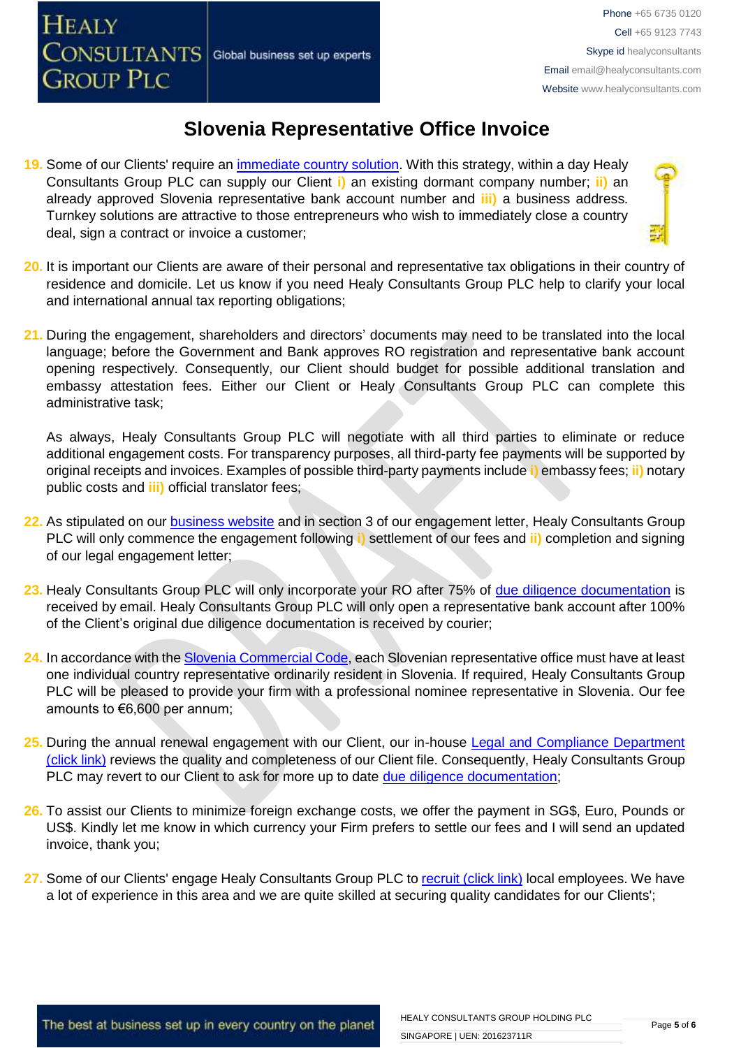# Slovenia Representative Office Invoice

19. Some of our Clients' require an immediate country solution. With this strategy, within a day Healy Consultants Group PLC can supply our Client i) an existing dormant company number; ii) an already approved Slovenia representative bank account number and iii) a business address. Turnkey solutions are attractive to those entrepreneurs who wish to immediately close a country deal, sign a contract or invoice a customer;

20. It is important our Clients are aware of their personal and representative tax obligations in their country of residence and domicile. Let us know if you need Healy Consultants Group PLC help to clarify your local and international annual tax reporting obligations;

21. During the engagement, shareholders and directors' documents may need to be translated into the local language; before the Government and Bank approves RO registration and representative bank account opening respectively. Consequently, our Client should budget for possible additional translation and embassy attestation fees. Either our Client or Healy Consultants Group PLC can complete this administrative task;

    As always, Healy Consultants Group PLC will negotiate with all third parties to eliminate or reduce additional engagement costs. For transparency purposes, all third-party fee payments will be supported by original receipts and invoices. Examples of possible third-party payments include i) embassy fees; ii) notary public costs and iii) official translator fees;

22. As stipulated on our business website and in section 3 of our engagement letter, Healy Consultants Group PLC will only commence the engagement following i) settlement of our fees and ii) completion and signing of our legal engagement letter;

23. Healy Consultants Group PLC will only incorporate your RO after 75% of due diligence documentation is received by email. Healy Consultants Group PLC will only open a representative bank account after 100% of the Client's original due diligence documentation is received by courier;

24. In accordance with the Slovenia Commercial Code, each Slovenian representative office must have at least one individual country representative ordinarily resident in Slovenia. If required, Healy Consultants Group PLC will be pleased to provide your firm with a professional nominee representative in Slovenia. Our fee amounts to €6,600 per annum;

25. During the annual renewal engagement with our Client, our in-house Legal and Compliance Department (click link) reviews the quality and completeness of our Client file. Consequently, Healy Consultants Group PLC may revert to our Client to ask for more up to date due diligence documentation;

26. To assist our Clients to minimize foreign exchange costs, we offer the payment in SG$, Euro, Pounds or US$. Kindly let me know in which currency your Firm prefers to settle our fees and I will send an updated invoice, thank you;

27. Some of our Clients' engage Healy Consultants Group PLC to recruit (click link) local employees. We have a lot of experience in this area and we are quite skilled at securing quality candidates for our Clients';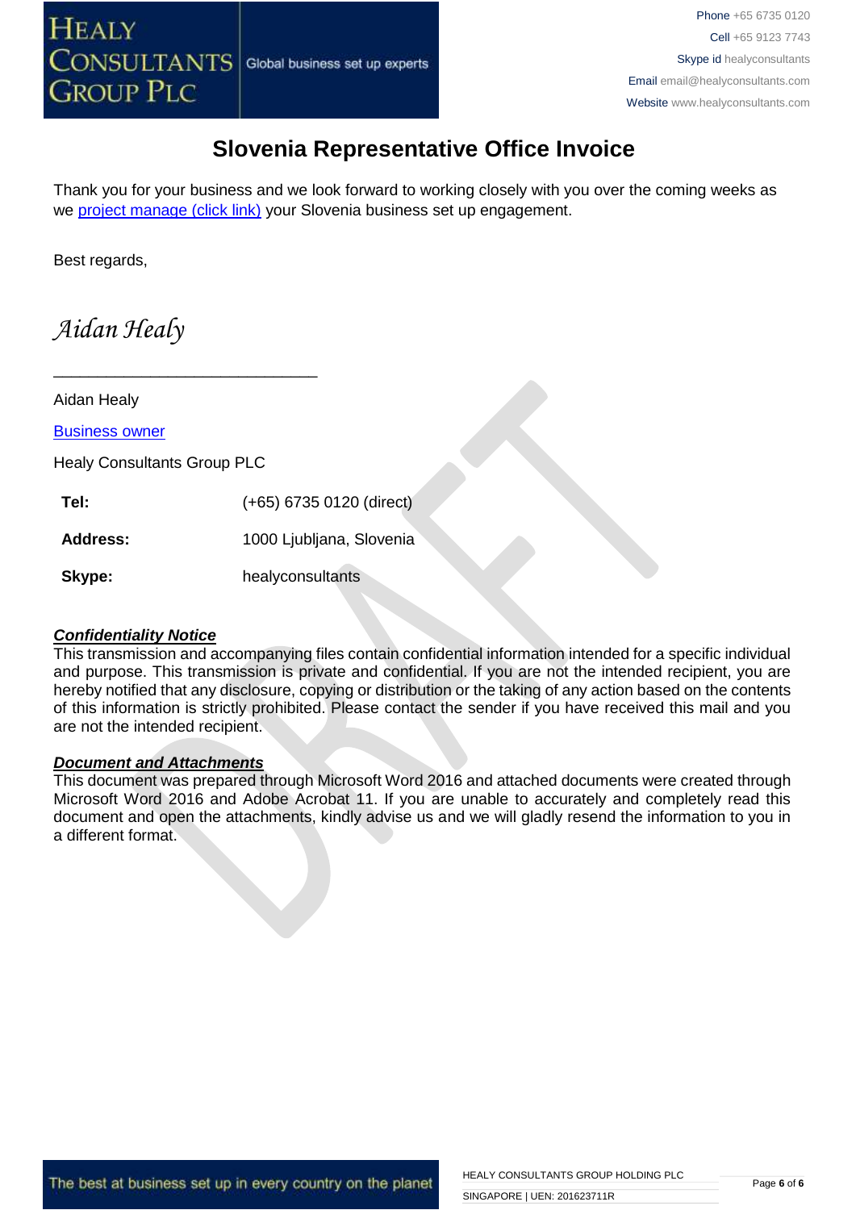# Slovenia Representative Office Invoice

Thank you for your business and we look forward to working closely with you over the coming weeks as we project manage (click link) your Slovenia business set up engagement.

Best regards,

*Aidan Healy*

\_\_\_\_\_\_\_\_\_\_\_\_\_\_\_\_\_\_\_\_\_\_\_\_\_\_\_\_\_\_

Aidan Healy

Business owner

Healy Consultants Group PLC

| | |
|---|---|
| **Tel:** | (+65) 6735 0120 (direct) |
| **Address:** | 1000 Ljubljana, Slovenia |
| **Skype:** | healyconsultants |

***Confidentiality Notice***

This transmission and accompanying files contain confidential information intended for a specific individual and purpose. This transmission is private and confidential. If you are not the intended recipient, you are hereby notified that any disclosure, copying or distribution or the taking of any action based on the contents of this information is strictly prohibited. Please contact the sender if you have received this mail and you are not the intended recipient.

***Document and Attachments***

This document was prepared through Microsoft Word 2016 and attached documents were created through Microsoft Word 2016 and Adobe Acrobat 11. If you are unable to accurately and completely read this document and open the attachments, kindly advise us and we will gladly resend the information to you in a different format.